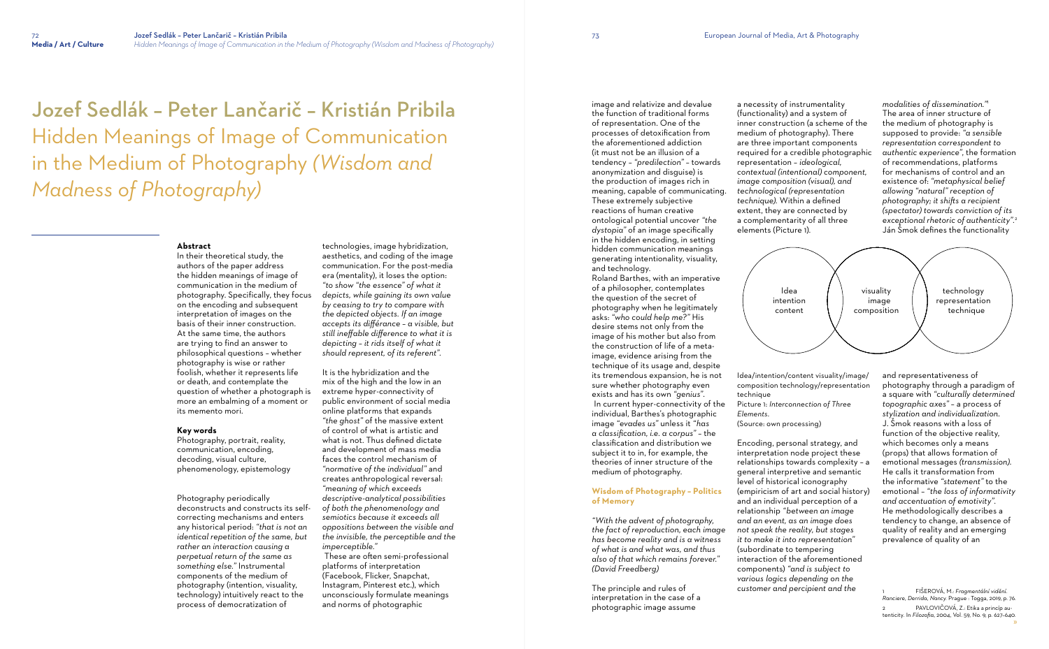# Jozef Sedlák – Peter Lančarič – Kristián Pribila

# Hidden Meanings of Image of Communication in the Medium of Photography *(Wisdom and Madness of Photography)*

**Abstract**

In their theoretical study, the authors of the paper address the hidden meanings of image of communication in the medium of photography. Specifically, they focus on the encoding and subsequent interpretation of images on the basis of their inner construction. At the same time, the authors are trying to find an answer to philosophical questions – whether photography is wise or rather foolish, whether it represents life or death, and contemplate the question of whether a photograph is more an embalming of a moment or its memento mori.

**Key words**

Photography, portrait, reality, communication, encoding, decoding, visual culture, phenomenology, epistemology

Photography periodically deconstructs and constructs its self-correcting mechanisms and enters any historical period: *"that is not an identical repetition of the same, but rather an interaction causing a perpetual return of the same as something else."* Instrumental components of the medium of photography (intention, visuality, technology) intuitively react to the process of democratization of technologies, image hybridization, aesthetics, and coding of the image communication. For the post-media era (mentality), it loses the option: *"to show "the essence" of what it depicts, while gaining its own value by ceasing to try to compare with the depicted objects. If an image accepts its différance – a visible, but still ineffable difference to what it is depicting – it rids itself of what it should represent, of its referent".*

It is the hybridization and the mix of the high and the low in an extreme hyper-connectivity of public environment of social media online platforms that expands *"the ghost"* of the massive extent of control of what is artistic and what is not. Thus defined dictate and development of mass media faces the control mechanism of *"normative of the individual"* and creates anthropological reversal: *"meaning of which exceeds descriptive-analytical possibilities of both the phenomenology and semiotics because it exceeds all oppositions between the visible and the invisible, the perceptible and the imperceptible."*

These are often semi-professional platforms of interpretation (Facebook, Flicker, Snapchat, Instagram, Pinterest etc.), which unconsciously formulate meanings and norms of photographic image and relativize and devalue the function of traditional forms of representation. One of the processes of detoxification from the aforementioned addiction (it must not be an illusion of a tendency – *"predilection"* – towards anonymization and disguise) is the production of images rich in meaning, capable of communicating. These extremely subjective reactions of human creative ontological potential uncover *"the dystopia"* of an image specifically in the hidden encoding, in setting hidden communication meanings generating intentionality, visuality, and technology.

Roland Barthes, with an imperative of a philosopher, contemplates the question of the secret of photography when he legitimately asks: *"who could help me?"* His desire stems not only from the image of his mother but also from the construction of life of a meta-image, evidence arising from the technique of its usage and, despite its tremendous expansion, he is not sure whether photography even exists and has its own *"genius"*.

In current hyper-connectivity of the individual, Barthes's photographic image *"evades us"* unless it *"has a classification, i.e. a corpus"* – the classification and distribution we subject it to in, for example, the theories of inner structure of the medium of photography.

## Wisdom of Photography – Politics of Memory

*"With the advent of photography, the fact of reproduction, each image has become reality and is a witness of what is and what was, and thus also of that which remains forever." (David Freedberg)*

The principle and rules of interpretation in the case of a photographic image assume a necessity of instrumentality (functionality) and a system of inner construction (a scheme of the medium of photography). There are three important components required for a credible photographic representation – *ideological, contextual (intentional) component, image composition (visual), and technological (representation technique).* Within a defined extent, they are connected by a complementarity of all three elements (Picture 1).

Idea/intention/content visuality/image/composition technology/representation technique

Picture 1: *Interconnection of Three Elements.*
(Source: own processing)

Encoding, personal strategy, and interpretation node project these relationships towards complexity – a general interpretive and semantic level of historical iconography (empiricism of art and social history) and an individual perception of a relationship *"between an image and an event, as an image does not speak the reality, but stages it to make it into representation"* (subordinate to tempering interaction of the aforementioned components) *"and is subject to various logics depending on the customer and percipient and the modalities of dissemination."*[1] The area of inner structure of the medium of photography is supposed to provide: *"a sensible representation correspondent to authentic experience"*, the formation of recommendations, platforms for mechanisms of control and an existence of: *"metaphysical belief allowing "natural" reception of photography; it shifts a recipient (spectator) towards conviction of its exceptional rhetoric of authenticity".*[2] Ján Šmok defines the functionality and representativeness of photography through a paradigm of a square with *"culturally determined topographic axes"* – a process of *stylization and individualization.* J. Šmok reasons with a loss of function of the objective reality, which becomes only a means (props) that allows formation of emotional messages *(transmission).* He calls it transformation from the informative *"statement"* to the emotional – *"the loss of informativity and accentuation of emotivity".* He methodologically describes a tendency to change, an absence of quality of reality and an emerging prevalence of quality of an

1 FIŠEROVÁ, M.: *Fragmentální vidění. Ranciere, Derrida, Nancy.* Prague : Togga, 2019, p. 76.

2 PAVLOVIČOVÁ, Z.: Etika a princíp autenticity. In *Filozofia*, 2004, Vol. 59, No. 9, p. 627-640.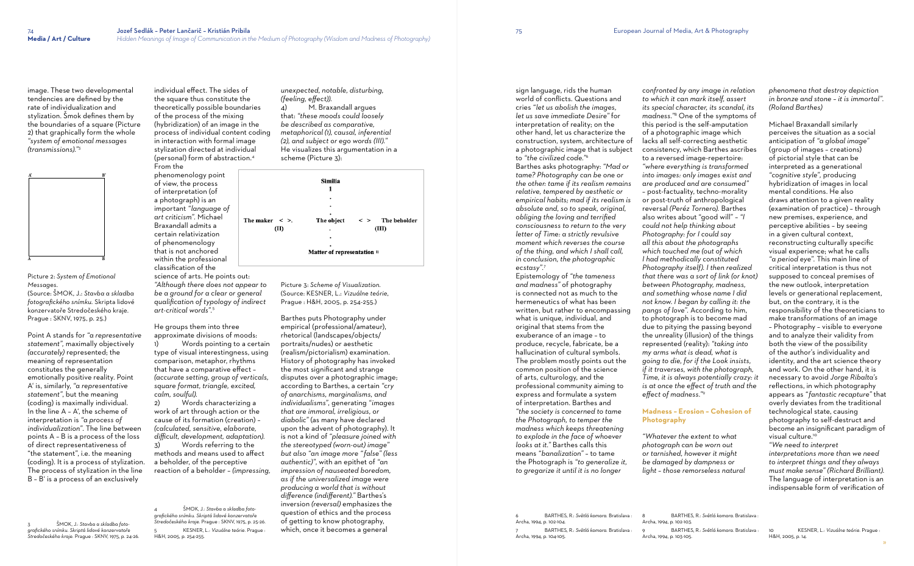image. These two developmental tendencies are defined by the rate of individualization and stylization. Šmok defines them by the boundaries of a square (Picture 2) that graphically form the whole *"system of emotional messages (transmissions)."*[3]

Picture 2: *System of Emotional Messages.*
(Source: ŠMOK, J.: *Stavba a skladba fotografického snímku.* Skripta lidové konzervatoře Středočeského kraje. Prague : SKNV, 1975, p. 25.)

Point A stands for *"a representative statement"*, maximally objectively *(accurately)* represented; the meaning of representation constitutes the generally emotionally positive reality. Point A' is, similarly, *"a representative statement"*, but the meaning (coding) is maximally individual. In the line A – A', the scheme of interpretation is *"a process of individualization"*. The line between points A – B is a process of the loss of direct representativeness of "the statement", i.e. the meaning (coding). It is a process of stylization. The process of stylization in the line B – B' is a process of an exclusively individual effect. The sides of the square thus constitute the theoretically possible boundaries of the process of the mixing (hybridization) of an image in the process of individual content coding in interaction with formal image stylization directed at individual (personal) form of abstraction.[4]

From the phenomenology point of view, the process of interpretation (of a photograph) is an important *"language of art criticism"*. Michael Braxandall admits a certain relativization of phenomenology that is not anchored within the professional classification of the science of arts. He points out: *"Although there does not appear to be a ground for a clear or general qualification of typology of indirect art-critical words"*.[5]

He groups them into three approximate divisions of moods:

1) Words pointing to a certain type of visual interestingness, using comparison, metaphor, rhythms that have a comparative effect – *(accurate setting, group of verticals, square format, triangle, excited, calm, soulful).*

2) Words characterizing a work of art through action or the cause of its formation (creation) – *(calculated, sensitive, elaborate, difficult, development, adaptation).*

3) Words referring to the methods and means used to affect a beholder, of the perceptive reaction of a beholder – *(impressing, unexpected, notable, disturbing, (feeling, effect)).*

4) M. Braxandall argues that: *"these moods could loosely be described as comparative, metaphorical (1), causal, inferential (2), and subject or ego words (III)."* He visualizes this argumentation in a scheme (Picture 3):

Similia
I
The maker < >. (II) The object < > The beholder (III)
Matter of representation II

Picture 3: *Scheme of Visualization.*
(Source: KESNER, L.: *Vizuálne teórie*, Prague : H&H, 2005, p. 254-255.)

Barthes puts Photography under empirical (professional/amateur), rhetorical (landscapes/objects/portraits/nudes) or aesthetic (realism/pictorialism) examination. History of photography has invoked the most significant and strange disputes over a photographic image; according to Barthes, a certain *"cry of anarchisms, marginalisms, and individualisms"*, generating *"images that are immoral, irreligious, or diabolic"* (as many have declared upon the advent of photography). It is not a kind of *"pleasure joined with the stereotyped (worn-out) image"* but also *"an image more "false" (less authentic)"*, with an epithet of *"an impression of nauseated boredom, as if the universalized image were producing a world that is without difference (indifferent)."* Barthes's inversion *(reversal)* emphasizes the question of ethics and the process of getting to know photography, which, once it becomes a general sign language, rids the human world of conflicts. Questions and cries *"let us abolish the images, let us save immediate Desire"* for interpretation of reality; on the other hand, let us characterize the construction, system, architecture of a photographic image that is subject to *"the civilized code."*[6]

Barthes asks photography: *"Mad or tame? Photography can be one or the other: tame if its realism remains relative, tempered by aesthetic or empirical habits; mad if its realism is absolute and, so to speak, original, obliging the loving and terrified consciousness to return to the very letter of Time: a strictly revulsive moment which reverses the course of the thing, and which I shall call, in conclusion, the photographic ecstasy".*[7]

Epistemology of *"the tameness and madness"* of photography is connected not as much to the hermeneutics of what has been written, but rather to encompassing what is unique, individual, and original that stems from the exuberance of an image – to produce, recycle, fabricate, be a hallucination of cultural symbols. The problem mostly points out the common position of the science of arts, culturology, and the professional community aiming to express and formulate a system of interpretation. Barthes and *"the society is concerned to tame the Photograph, to temper the madness which keeps threatening to explode in the face of whoever looks at it."* Barthes calls this means *"banalization"* – to tame the Photograph is *"to generalize it, to gregarize it until it is no longer confronted by any image in relation to which it can mark itself, assert its special character, its scandal, its madness."*[8] One of the symptoms of this period is the self-amputation of a photographic image which lacks all self-correcting aesthetic consistency, which Barthes ascribes to a reversed image-repertoire: *"where everything is transformed into images: only images exist and are produced and are consumed"* – post-factuality, techno-morality or post-truth of anthropological reversal *(Peréz Tornero).* Barthes also writes about "good will" – *"I could not help thinking about Photography: for I could say all this about the photographs which touched me (out of which I had methodically constituted Photography itself). I then realized that there was a sort of link (or knot) between Photography, madness, and something whose name I did not know. I began by calling it: the pangs of love".* According to him, to photograph is to become mad due to pitying the passing beyond the unreality (illusion) of the things represented (reality): *"taking into my arms what is dead, what is going to die, for if the Look insists, if it traverses, with the photograph, Time, it is always potentially crazy: it is at once the effect of truth and the effect of madness."*[9]

## Madness – Erosion – Cohesion of Photography

*"Whatever the extent to what photograph can be worn out or tarnished, however it might be damaged by dampness or light – those remorseless natural phenomena that destroy depiction in bronze and stone – it is immortal". (Roland Barthes)*

Michael Braxandall similarly perceives the situation as a social anticipation of *"a global image"* (group of images – creations) of pictorial style that can be interpreted as a generational *"cognitive style"*, producing hybridization of images in local mental conditions. He also draws attention to a given reality (examination of practice) – through new premises, experience, and perceptive abilities – by seeing in a given cultural context, reconstructing culturally specific visual experience; what he calls *"a period eye"*. This main line of critical interpretation is thus not supposed to conceal premises of the new outlook, interpretation levels or generational replacement, but, on the contrary, it is the responsibility of the theoreticians to make transformations of an image – Photography – visible to everyone and to analyze their validity from both the view of the possibility of the author's individuality and identity, and the art science theory and work. On the other hand, it is necessary to avoid *Jorge Ribalta's* reflections, in which photography appears as *"fantastic recapture"* that overly deviates from the traditional technological state, causing photography to self-destruct and become an insignificant paradigm of visual culture.[10]

*"We need to interpret interpretations more than we need to interpret things and they always must make sense" (Richard Brilliant).* The language of interpretation is an indispensable form of verification of

---

3 ŠMOK, J.: *Stavba a skladba fotografického snímku. Skripta lidové konzervatoře Středočeského kraje.* Prague : SKNV, 1975, p. 24-26.

4 ŠMOK, J.: *Stavba a skladba fotografického snímku. Skripta lidové konzervatoře Stredočeského kraje.* Prague : SKNV, 1975, p. 25-26.

5 KESNER, L.: *Vizuálne teórie.* Prague : H&H, 2005, p. 254-255.

6 BARTHES, R.: *Světlá komora.* Bratislava : Archa, 1994, p. 102-104.

7 BARTHES, R.: *Světlá komora.* Bratislava : Archa, 1994, p. 104-105.

8 BARTHES, R.: *Světlá komora.* Bratislava : Archa, 1994, p. 102-103.

9 BARTHES, R.: *Světlá komora.* Bratislava : Archa, 1994, p. 103-105.

10 KESNER, L.: *Vizuálne teórie.* Prague : H&H, 2005, p. 14.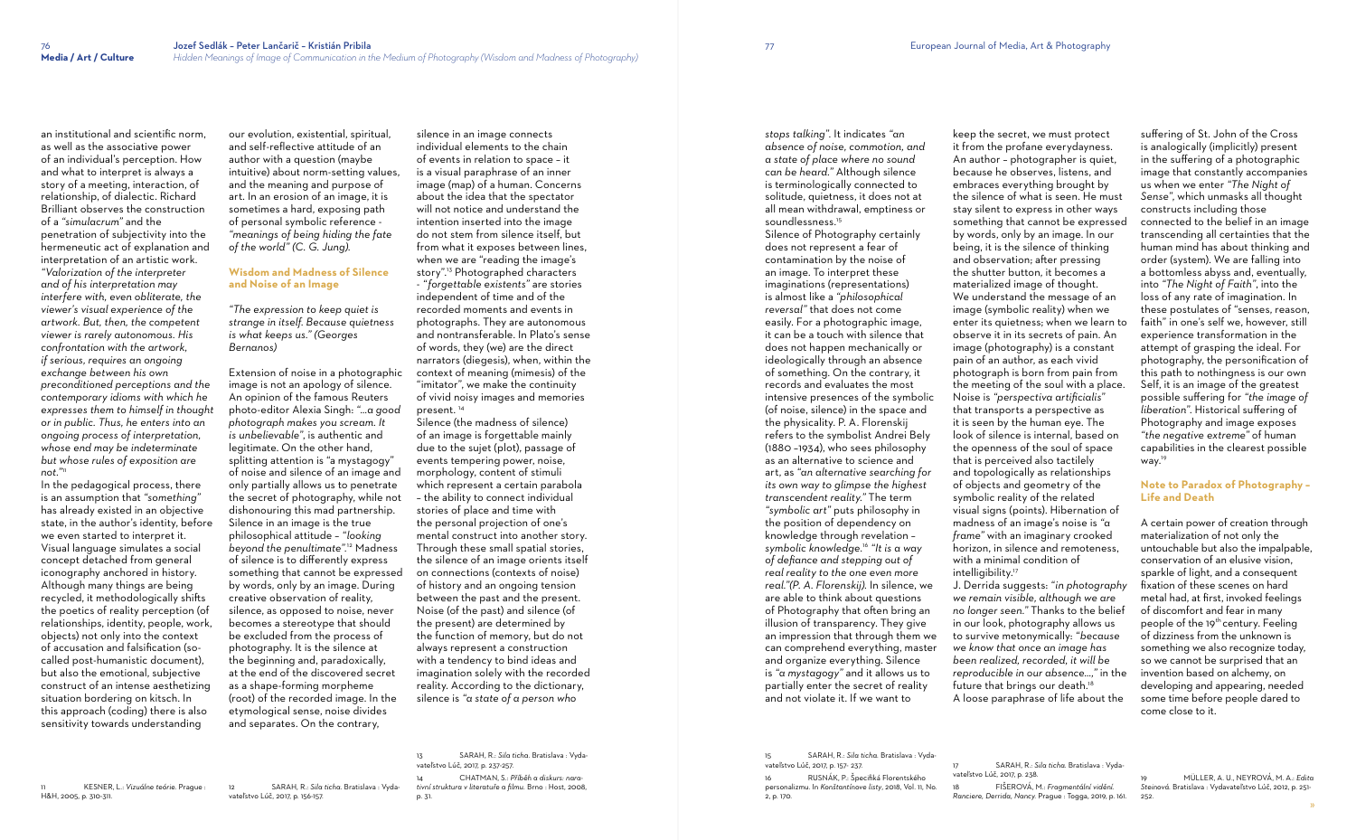an institutional and scientific norm, as well as the associative power of an individual's perception. How and what to interpret is always a story of a meeting, interaction, of relationship, of dialectic. Richard Brilliant observes the construction of a *"simulacrum"* and the penetration of subjectivity into the hermeneutic act of explanation and interpretation of an artistic work. *"Valorization of the interpreter and of his interpretation may interfere with, even obliterate, the viewer's visual experience of the artwork. But, then, the competent viewer is rarely autonomous. His confrontation with the artwork, if serious, requires an ongoing exchange between his own preconditioned perceptions and the contemporary idioms with which he expresses them to himself in thought or in public. Thus, he enters into an ongoing process of interpretation, whose end may be indeterminate but whose rules of exposition are not."*[11]

In the pedagogical process, there is an assumption that *"something"* has already existed in an objective state, in the author's identity, before we even started to interpret it. Visual language simulates a social concept detached from general iconography anchored in history. Although many things are being recycled, it methodologically shifts the poetics of reality perception (of relationships, identity, people, work, objects) not only into the context of accusation and falsification (so-called post-humanistic document), but also the emotional, subjective construct of an intense aesthetizing situation bordering on kitsch. In this approach (coding) there is also sensitivity towards understanding our evolution, existential, spiritual, and self-reflective attitude of an author with a question (maybe intuitive) about norm-setting values, and the meaning and purpose of art. In an erosion of an image, it is sometimes a hard, exposing path of personal symbolic reference - *"meanings of being hiding the fate of the world" (C. G. Jung).*

## Wisdom and Madness of Silence and Noise of an Image

*"The expression to keep quiet is strange in itself. Because quietness is what keeps us." (Georges Bernanos)*

Extension of noise in a photographic image is not an apology of silence. An opinion of the famous Reuters photo-editor Alexia Singh: *"...a good photograph makes you scream. It is unbelievable"*, is authentic and legitimate. On the other hand, splitting attention is "a mystagogy" of noise and silence of an image and only partially allows us to penetrate the secret of photography, while not dishonouring this mad partnership. Silence in an image is the true philosophical attitude – *"looking beyond the penultimate"*.[12] Madness of silence is to differently express something that cannot be expressed by words, only by an image. During creative observation of reality, silence, as opposed to noise, never becomes a stereotype that should be excluded from the process of photography. It is the silence at the beginning and, paradoxically, at the end of the discovered secret as a shape-forming morpheme (root) of the recorded image. In the etymological sense, noise divides and separates. On the contrary, silence in an image connects individual elements to the chain of events in relation to space – it is a visual paraphrase of an inner image (map) of a human. Concerns about the idea that the spectator will not notice and understand the intention inserted into the image do not stem from silence itself, but from what it exposes between lines, when we are "reading the image's story".[13] Photographed characters - *"forgettable existents"* are stories independent of time and of the recorded moments and events in photographs. They are autonomous and nontransferable. In Plato's sense of words, they (we) are the direct narrators (diegesis), when, within the context of meaning (mimesis) of the "imitator", we make the continuity of vivid noisy images and memories present. [14]

Silence (the madness of silence) of an image is forgettable mainly due to the sujet (plot), passage of events tempering power, noise, morphology, content of stimuli which represent a certain parabola – the ability to connect individual stories of place and time with the personal projection of one's mental construct into another story. Through these small spatial stories, the silence of an image orients itself on connections (contexts of noise) of history and an ongoing tension between the past and the present. Noise (of the past) and silence (of the present) are determined by the function of memory, but do not always represent a construction with a tendency to bind ideas and imagination solely with the recorded reality. According to the dictionary, silence is *"a state of a person who stops talking"*. It indicates *"an absence of noise, commotion, and a state of place where no sound can be heard."* Although silence is terminologically connected to solitude, quietness, it does not at all mean withdrawal, emptiness or soundlessness.[15]

Silence of Photography certainly does not represent a fear of contamination by the noise of an image. To interpret these imaginations (representations) is almost like a *"philosophical reversal"* that does not come easily. For a photographic image, it can be a touch with silence that does not happen mechanically or ideologically through an absence of something. On the contrary, it records and evaluates the most intensive presences of the symbolic (of noise, silence) in the space and the physicality. P. A. Florenskij refers to the symbolist Andrei Bely (1880 –1934), who sees philosophy as an alternative to science and art, as *"an alternative searching for its own way to glimpse the highest transcendent reality."* The term *"symbolic art"* puts philosophy in the position of dependency on knowledge through revelation – *symbolic knowledge*.[16] *"It is a way of defiance and stepping out of real reality to the one even more real."(P. A. Florenskij).* In wise, we are able to think about questions of Photography that often bring an illusion of transparency. They give an impression that through them we can comprehend everything, master and organize everything. Silence is *"a mystagogy"* and it allows us to partially enter the secret of reality and not violate it. If we want to keep the secret, we must protect it from the profane everydayness. An author – photographer is quiet, because he observes, listens, and embraces everything brought by the silence of what is seen. He must stay silent to express in other ways something that cannot be expressed by words, only by an image. In our being, it is the silence of thinking and observation; after pressing the shutter button, it becomes a materialized image of thought. We understand the message of an image (symbolic reality) when we enter its quietness; when we learn to observe it in its secrets of pain. An image (photography) is a constant pain of an author, as each vivid photograph is born from pain from the meeting of the soul with a place. Noise is *"perspectiva artificialis"* that transports a perspective as it is seen by the human eye. The look of silence is internal, based on the openness of the soul of space that is perceived also tactilely and topologically as relationships of objects and geometry of the symbolic reality of the related visual signs (points). Hibernation of madness of an image's noise is *"a frame"* with an imaginary crooked horizon, in silence and remoteness, with a minimal condition of intelligibility.[17]

J. Derrida suggests: *"in photography we remain visible, although we are no longer seen."* Thanks to the belief in our look, photography allows us to survive metonymically: *"because we know that once an image has been realized, recorded, it will be reproducible in our absence...,"* in the future that brings our death.[18]

A loose paraphrase of life about the suffering of St. John of the Cross is analogically (implicitly) present in the suffering of a photographic image that constantly accompanies us when we enter *"The Night of Sense"*, which unmasks all thought constructs including those connected to the belief in an image transcending all certainties that the human mind has about thinking and order (system). We are falling into a bottomless abyss and, eventually, into *"The Night of Faith"*, into the loss of any rate of imagination. In these postulates of "senses, reason, faith" in one's self we, however, still experience transformation in the attempt of grasping the ideal. For photography, the personification of this path to nothingness is our own Self, it is an image of the greatest possible suffering for *"the image of liberation"*. Historical suffering of Photography and image exposes *"the negative extreme"* of human capabilities in the clearest possible way.[19]

## Note to Paradox of Photography – Life and Death

A certain power of creation through materialization of not only the untouchable but also the impalpable, conservation of an elusive vision, sparkle of light, and a consequent fixation of these scenes on hard metal had, at first, invoked feelings of discomfort and fear in many people of the 19th century. Feeling of dizziness from the unknown is something we also recognize today, so we cannot be surprised that an invention based on alchemy, on developing and appearing, needed some time before people dared to come close to it.

---

11 KESNER, L.: *Vizuálne teórie.* Prague : H&H, 2005, p. 310-311.

12 SARAH, R.: *Sila ticha.* Bratislava : Vydavateľstvo Lúč, 2017, p. 156-157.

13 SARAH, R.: *Sila ticha.* Bratislava : Vydavateľstvo Lúč, 2017, p. 237-257.

14 CHATMAN, S.: *Příběh a diskurs: narativní struktura v literatuře a filmu.* Brno : Host, 2008, p. 31.

15 SARAH, R.: *Sila ticha.* Bratislava : Vydavateľstvo Lúč, 2017, p. 157- 237.

16 RUSNÁK, P.: Špecifiká Florentského personalizmu. In *Konštantínove listy*, 2018, Vol. 11, No. 2, p. 170.

17 SARAH, R.: *Sila ticha.* Bratislava : Vydavateľstvo Lúč, 2017, p. 238.

18 FIŠEROVÁ, M.: *Fragmentální vidění. Ranciere, Derrida, Nancy.* Prague : Togga, 2019, p. 161.

19 MÜLLER, A. U., NEYROVÁ, M. A.: *Edita Steinová.* Bratislava : Vydavateľstvo Lúč, 2012, p. 251-252.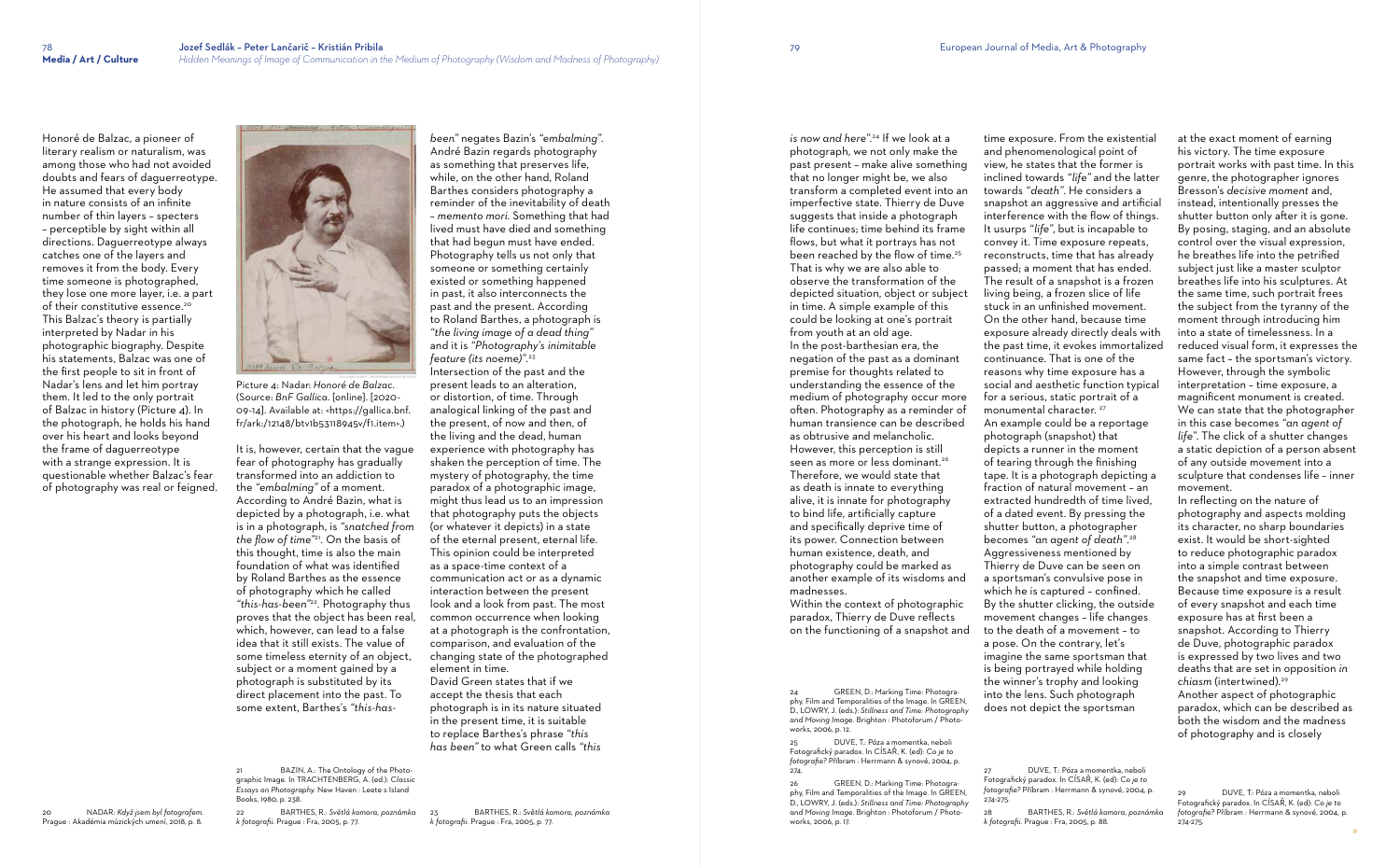Honoré de Balzac, a pioneer of literary realism or naturalism, was among those who had not avoided doubts and fears of daguerreotype. He assumed that every body in nature consists of an infinite number of thin layers – specters – perceptible by sight within all directions. Daguerreotype always catches one of the layers and removes it from the body. Every time someone is photographed, they lose one more layer, i.e. a part of their constitutive essence.[20] This Balzac's theory is partially interpreted by Nadar in his photographic biography. Despite his statements, Balzac was one of the first people to sit in front of Nadar's lens and let him portray them. It led to the only portrait of Balzac in history (Picture 4). In the photograph, he holds his hand over his heart and looks beyond the frame of daguerreotype with a strange expression. It is questionable whether Balzac's fear of photography was real or feigned.

Picture 4: Nadar: *Honoré de Balzac*. (Source: *BnF Gallica*. [online]. [2020-09-14]. Available at: <https://gallica.bnf.fr/ark:/12148/btv1b53118945v/f1.item>.)

It is, however, certain that the vague fear of photography has gradually transformed into an addiction to the *"embalming"* of a moment. According to André Bazin, what is depicted by a photograph, i.e. what is in a photograph, is *"snatched from the flow of time"*[21]. On the basis of this thought, time is also the main foundation of what was identified by Roland Barthes as the essence of photography which he called *"this-has-been"*[22]. Photography thus proves that the object has been real, which, however, can lead to a false idea that it still exists. The value of some timeless eternity of an object, subject or a moment gained by a photograph is substituted by its direct placement into the past. To some extent, Barthes's *"this-has-been"* negates Bazin's *"embalming"*. André Bazin regards photography as something that preserves life, while, on the other hand, Roland Barthes considers photography a reminder of the inevitability of death – *memento mori*. Something that had lived must have died and something that had begun must have ended. Photography tells us not only that someone or something certainly existed or something happened in past, it also interconnects the past and the present. According to Roland Barthes, a photograph is *"the living image of a dead thing"* and it is *"Photography's inimitable feature (its noeme)"*.[23]

Intersection of the past and the present leads to an alteration, or distortion, of time. Through analogical linking of the past and the present, of now and then, of the living and the dead, human experience with photography has shaken the perception of time. The mystery of photography, the time paradox of a photographic image, might thus lead us to an impression that photography puts the objects (or whatever it depicts) in a state of the eternal present, eternal life. This opinion could be interpreted as a space-time context of a communication act or as a dynamic interaction between the present look and a look from past. The most common occurrence when looking at a photograph is the confrontation, comparison, and evaluation of the changing state of the photographed element in time.

David Green states that if we accept the thesis that each photograph is in its nature situated in the present time, it is suitable to replace Barthes's phrase *"this has been"* to what Green calls *"this is now and here"*.[24] If we look at a photograph, we not only make the past present – make alive something that no longer might be, we also transform a completed event into an imperfective state. Thierry de Duve suggests that inside a photograph life continues; time behind its frame flows, but what it portrays has not been reached by the flow of time.[25] That is why we are also able to observe the transformation of the depicted situation, object or subject in time. A simple example of this could be looking at one's portrait from youth at an old age.

In the post-barthesian era, the negation of the past as a dominant premise for thoughts related to understanding the essence of the medium of photography occur more often. Photography as a reminder of human transience can be described as obtrusive and melancholic. However, this perception is still seen as more or less dominant.[26] Therefore, we would state that as death is innate to everything alive, it is innate for photography to bind life, artificially capture and specifically deprive time of its power. Connection between human existence, death, and photography could be marked as another example of its wisdoms and madnesses.

Within the context of photographic paradox, Thierry de Duve reflects on the functioning of a snapshot and time exposure. From the existential and phenomenological point of view, he states that the former is inclined towards *"life"* and the latter towards *"death"*. He considers a snapshot an aggressive and artificial interference with the flow of things. It usurps *"life"*, but is incapable to convey it. Time exposure repeats, reconstructs, time that has already passed; a moment that has ended. The result of a snapshot is a frozen living being, a frozen slice of life stuck in an unfinished movement. On the other hand, because time exposure already directly deals with the past time, it evokes immortalized continuance. That is one of the reasons why time exposure has a social and aesthetic function typical for a serious, static portrait of a monumental character.[27]

An example could be a reportage photograph (snapshot) that depicts a runner in the moment of tearing through the finishing tape. It is a photograph depicting a fraction of natural movement – an extracted hundredth of time lived, of a dated event. By pressing the shutter button, a photographer becomes *"an agent of death"*.[28] Aggressiveness mentioned by Thierry de Duve can be seen on a sportsman's convulsive pose in which he is captured – confined. By the shutter clicking, the outside movement changes – life changes to the death of a movement – to a pose. On the contrary, let's imagine the same sportsman that is being portrayed while holding the winner's trophy and looking into the lens. Such photograph does not depict the sportsman at the exact moment of earning his victory. The time exposure portrait works with past time. In this genre, the photographer ignores Bresson's *decisive moment* and, instead, intentionally presses the shutter button only after it is gone. By posing, staging, and an absolute control over the visual expression, he breathes life into the petrified subject just like a master sculptor breathes life into his sculptures. At the same time, such portrait frees the subject from the tyranny of the moment through introducing him into a state of timelessness. In a reduced visual form, it expresses the same fact – the sportsman's victory. However, through the symbolic interpretation – time exposure, a magnificent monument is created. We can state that the photographer in this case becomes *"an agent of life"*. The click of a shutter changes a static depiction of a person absent of any outside movement into a sculpture that condenses life – inner movement.

In reflecting on the nature of photography and aspects molding its character, no sharp boundaries exist. It would be short-sighted to reduce photographic paradox into a simple contrast between the snapshot and time exposure. Because time exposure is a result of every snapshot and each time exposure has at first been a snapshot. According to Thierry de Duve, photographic paradox is expressed by two lives and two deaths that are set in opposition *in chiasm* (intertwined).[29]

Another aspect of photographic paradox, which can be described as both the wisdom and the madness of photography and is closely

---

20 NADAR: *Když jsem byl fotografem*. Prague : Akadémia múzických umení, 2018, p. 8.

21 BAZIN, A.: The Ontology of the Photographic Image. In TRACHTENBERG, A. (ed.): *Classic Essays on Photography*. New Haven : Leete s Island Books, 1980, p. 238.

22 BARTHES, R.: *Světlá komora, poznámka k fotografii*. Prague : Fra, 2005, p. 77.

23 BARTHES, R.: *Světlá komora, poznámka k fotografii*. Prague : Fra, 2005, p. 77.

24 GREEN, D.: Marking Time: Photography, Film and Temporalities of the Image. In GREEN, D., LOWRY, J. (eds.): *Stillness and Time: Photography and Moving Image*. Brighton : Photoforum / Photoworks, 2006, p. 12.

25 DUVE, T.: Póza a momentka, neboli Fotografický paradox. In CÍSAŘ, K. (ed): *Co je to fotografie?* Příbram : Herrmann & synové, 2004, p. 274.

26 GREEN, D.: Marking Time: Photography, Film and Temporalities of the Image. In GREEN, D., LOWRY, J. (eds.): *Stillness and Time: Photography and Moving Image*. Brighton : Photoforum / Photoworks, 2006, p. 17.

27 DUVE, T.: Póza a momentka, neboli Fotografický paradox. In CÍSAŘ, K. (ed): *Co je to fotografie?* Příbram : Herrmann & synové, 2004, p. 274-275.

28 BARTHES, R.: *Světlá komora, poznámka k fotografii*. Prague : Fra, 2005, p. 88.

29 DUVE, T.: Póza a momentka, neboli Fotografický paradox. In CÍSAŘ, K. (ed): *Co je to fotografie?* Příbram : Herrmann & synové, 2004, p. 274-275.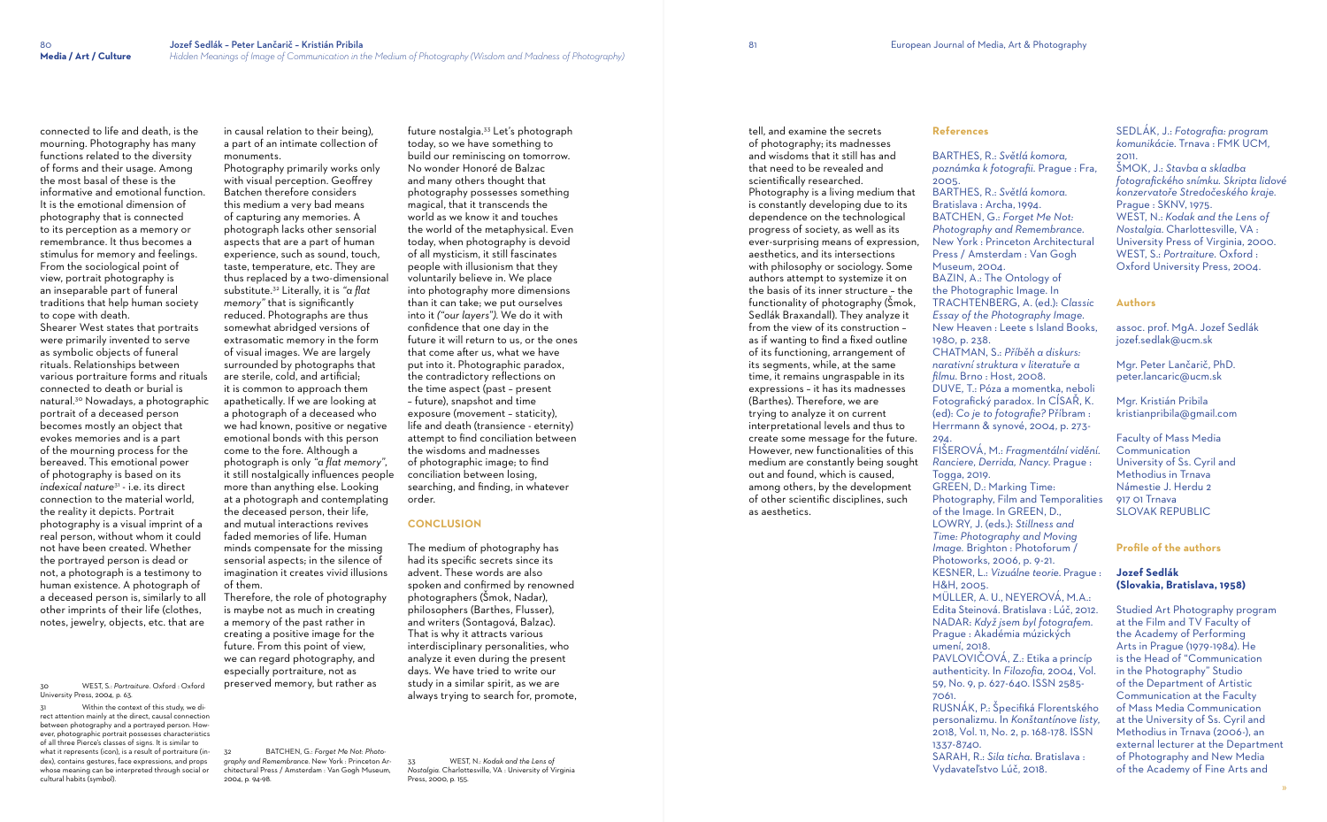connected to life and death, is the mourning. Photography has many functions related to the diversity of forms and their usage. Among the most basal of these is the informative and emotional function. It is the emotional dimension of photography that is connected to its perception as a memory or remembrance. It thus becomes a stimulus for memory and feelings. From the sociological point of view, portrait photography is an inseparable part of funeral traditions that help human society to cope with death.

Shearer West states that portraits were primarily invented to serve as symbolic objects of funeral rituals. Relationships between various portraiture forms and rituals connected to death or burial is natural.[30] Nowadays, a photographic portrait of a deceased person becomes mostly an object that evokes memories and is a part of the mourning process for the bereaved. This emotional power of photography is based on its *indexical nature*[31] - i.e. its direct connection to the material world, the reality it depicts. Portrait photography is a visual imprint of a real person, without whom it could not have been created. Whether the portrayed person is dead or not, a photograph is a testimony to human existence. A photograph of a deceased person is, similarly to all other imprints of their life (clothes, notes, jewelry, objects, etc. that are in causal relation to their being), a part of an intimate collection of monuments.

Photography primarily works only with visual perception. Geoffrey Batchen therefore considers this medium a very bad means of capturing any memories. A photograph lacks other sensorial aspects that are a part of human experience, such as sound, touch, taste, temperature, etc. They are thus replaced by a two-dimensional substitute.[32] Literally, it is *"a flat memory"* that is significantly reduced. Photographs are thus somewhat abridged versions of extrasomatic memory in the form of visual images. We are largely surrounded by photographs that are sterile, cold, and artificial; it is common to approach them apathetically. If we are looking at a photograph of a deceased who we had known, positive or negative emotional bonds with this person come to the fore. Although a photograph is only *"a flat memory"*, it still nostalgically influences people more than anything else. Looking at a photograph and contemplating the deceased person, their life, and mutual interactions revives faded memories of life. Human minds compensate for the missing sensorial aspects; in the silence of imagination it creates vivid illusions of them.

Therefore, the role of photography is maybe not as much in creating a memory of the past rather in creating a positive image for the future. From this point of view, we can regard photography, and especially portraiture, not as preserved memory, but rather as future nostalgia.[33] Let's photograph today, so we have something to build our reminiscing on tomorrow. No wonder Honoré de Balzac and many others thought that photography possesses something magical, that it transcends the world as we know it and touches the world of the metaphysical. Even today, when photography is devoid of all mysticism, it still fascinates people with illusionism that they voluntarily believe in. We place into photography more dimensions than it can take; we put ourselves into it (*"our layers"*). We do it with confidence that one day in the future it will return to us, or the ones that come after us, what we have put into it. Photographic paradox, the contradictory reflections on the time aspect (past – present – future), snapshot and time exposure (movement – staticity), life and death (transience - eternity) attempt to find conciliation between the wisdoms and madnesses of photographic image; to find conciliation between losing, searching, and finding, in whatever order.

## CONCLUSION

The medium of photography has had its specific secrets since its advent. These words are also spoken and confirmed by renowned photographers (Šmok, Nadar), philosophers (Barthes, Flusser), and writers (Sontagová, Balzac). That is why it attracts various interdisciplinary personalities, who analyze it even during the present days. We have tried to write our study in a similar spirit, as we are always trying to search for, promote, tell, and examine the secrets of photography; its madnesses and wisdoms that it still has and that need to be revealed and scientifically researched.

Photography is a living medium that is constantly developing due to its dependence on the technological progress of society, as well as its ever-surprising means of expression, aesthetics, and its intersections with philosophy or sociology. Some authors attempt to systemize it on the basis of its inner structure – the functionality of photography (Šmok, Sedlák Braxandall). They analyze it from the view of its construction – as if wanting to find a fixed outline of its functioning, arrangement of its segments, while, at the same time, it remains ungraspable in its expressions – it has its madnesses (Barthes). Therefore, we are trying to analyze it on current interpretational levels and thus to create some message for the future. However, new functionalities of this medium are constantly being sought out and found, which is caused, among others, by the development of other scientific disciplines, such as aesthetics.

30 WEST, S.: *Portraiture*. Oxford : Oxford University Press, 2004, p. 63.

31 Within the context of this study, we direct attention mainly at the direct, causal connection between photography and a portrayed person. However, photographic portrait possesses characteristics of all three Pierce's classes of signs. It is similar to what it represents (icon), is a result of portraiture (index), contains gestures, face expressions, and props whose meaning can be interpreted through social or cultural habits (symbol).

32 BATCHEN, G.: *Forget Me Not: Photography and Remembrance*. New York : Princeton Architectural Press / Amsterdam : Van Gogh Museum, 2004, p. 94-98.

33 WEST, N.: *Kodak and the Lens of Nostalgia*. Charlottesville, VA : University of Virginia Press, 2000, p. 155.

## References

BARTHES, R.: *Světlá komora, poznámka k fotografii*. Prague : Fra, 2005.

BARTHES, R.: *Světlá komora*. Bratislava : Archa, 1994.

BATCHEN, G.: *Forget Me Not: Photography and Remembrance*. New York : Princeton Architectural Press / Amsterdam : Van Gogh Museum, 2004.

BAZIN, A.: The Ontology of the Photographic Image. In TRACHTENBERG, A. (ed.): *Classic Essay of the Photography Image*. New Heaven : Leete s Island Books, 1980, p. 238.

CHATMAN, S.: *Příběh a diskurs: narativní struktura v literatuře a filmu*. Brno : Host, 2008.

DUVE, T.: Póza a momentka, neboli Fotografický paradox. In CÍSAŘ, K. (ed): *Co je to fotografie?* Příbram : Herrmann & synové, 2004, p. 273-294.

FIŠEROVÁ, M.: *Fragmentální vidění. Ranciere, Derrida, Nancy*. Prague : Togga, 2019.

GREEN, D.: Marking Time: Photography, Film and Temporalities of the Image. In GREEN, D., LOWRY, J. (eds.): *Stillness and Time: Photography and Moving Image*. Brighton : Photoforum / Photoworks, 2006, p. 9-21.

KESNER, L.: *Vizuálne teorie*. Prague : H&H, 2005.

MÜLLER, A. U., NEYEROVÁ, M.A.: Edita Steinová. Bratislava : Lúč, 2012.

NADAR: *Když jsem byl fotografem*. Prague : Akadémia múzických umení, 2018.

PAVLOVIČOVÁ, Z.: Etika a princíp authenticity. In *Filozofia*, 2004, Vol. 59, No. 9, p. 627-640. ISSN 2585-7061.

RUSNÁK, P.: Špecifiká Florentského personalizmu. In *Konštantínove listy*, 2018, Vol. 11, No. 2, p. 168-178. ISSN 1337-8740.

SARAH, R.: *Síla ticha*. Bratislava : Vydavateľstvo Lúč, 2018.

SEDLÁK, J.: *Fotografia: program komunikácie*. Trnava : FMK UCM, 2011.

ŠMOK, J.: *Stavba a skladba fotografického snímku. Skripta lidové konzervatoře Stredočeského kraje*. Prague : SKNV, 1975.

WEST, N.: *Kodak and the Lens of Nostalgia*. Charlottesville, VA : University Press of Virginia, 2000.

WEST, S.: *Portraiture*. Oxford : Oxford University Press, 2004.

## Authors

assoc. prof. MgA. Jozef Sedlák
jozef.sedlak@ucm.sk

Mgr. Peter Lančarič, PhD.
peter.lancaric@ucm.sk

Mgr. Kristián Pribila
kristianpribila@gmail.com

Faculty of Mass Media Communication
University of Ss. Cyril and Methodius in Trnava
Námestie J. Herdu 2
917 01 Trnava
SLOVAK REPUBLIC

## Profile of the authors

**Jozef Sedlák (Slovakia, Bratislava, 1958)**

Studied Art Photography program at the Film and TV Faculty of the Academy of Performing Arts in Prague (1979-1984). He is the Head of "Communication in the Photography" Studio of the Department of Artistic Communication at the Faculty of Mass Media Communication at the University of Ss. Cyril and Methodius in Trnava (2006-), an external lecturer at the Department of Photography and New Media of the Academy of Fine Arts and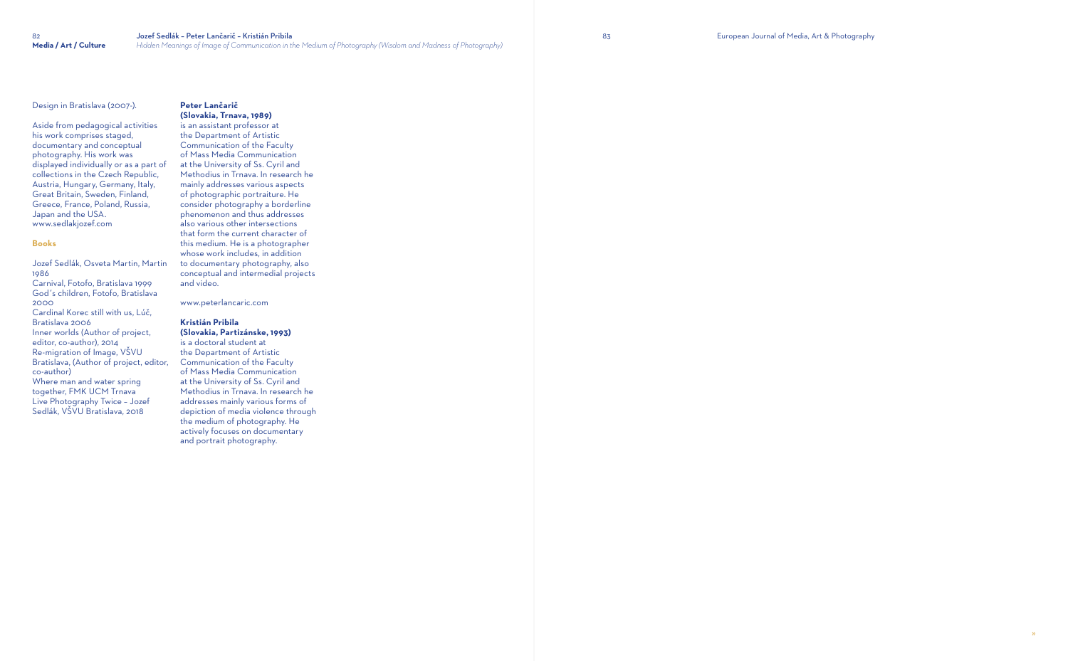Design in Bratislava (2007-).

Aside from pedagogical activities his work comprises staged, documentary and conceptual photography. His work was displayed individually or as a part of collections in the Czech Republic, Austria, Hungary, Germany, Italy, Great Britain, Sweden, Finland, Greece, France, Poland, Russia, Japan and the USA.
www.sedlakjozef.com

**Books**

Jozef Sedlák, Osveta Martin, Martin 1986
Carnival, Fotofo, Bratislava 1999
God´s children, Fotofo, Bratislava 2000
Cardinal Korec still with us, Lúč, Bratislava 2006
Inner worlds (Author of project, editor, co-author), 2014
Re-migration of Image, VŠVU Bratislava, (Author of project, editor, co-author)
Where man and water spring together, FMK UCM Trnava
Live Photography Twice – Jozef Sedlák, VŠVU Bratislava, 2018

**Peter Lančarič**
**(Slovakia, Trnava, 1989)**
is an assistant professor at the Department of Artistic Communication of the Faculty of Mass Media Communication at the University of Ss. Cyril and Methodius in Trnava. In research he mainly addresses various aspects of photographic portraiture. He consider photography a borderline phenomenon and thus addresses also various other intersections that form the current character of this medium. He is a photographer whose work includes, in addition to documentary photography, also conceptual and intermedial projects and video.

www.peterlancaric.com

**Kristián Pribila**
**(Slovakia, Partizánske, 1993)**
is a doctoral student at the Department of Artistic Communication of the Faculty of Mass Media Communication at the University of Ss. Cyril and Methodius in Trnava. In research he addresses mainly various forms of depiction of media violence through the medium of photography. He actively focuses on documentary and portrait photography.